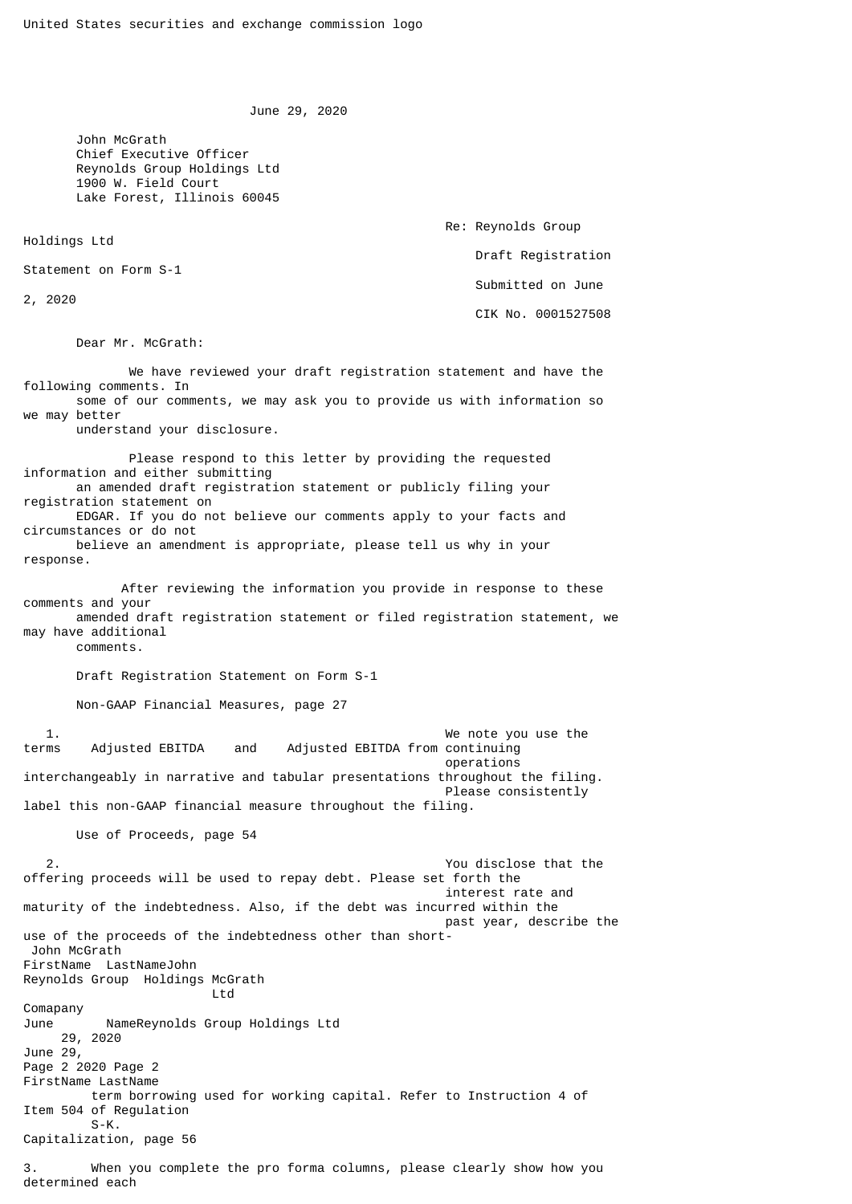United States securities and exchange commission logo

June 29, 2020

John McGrath
Chief Executive Officer
Reynolds Group Holdings Ltd
1900 W. Field Court
Lake Forest, Illinois 60045

Re: Reynolds Group Holdings Ltd
Draft Registration Statement on Form S-1
Submitted on June 2, 2020
CIK No. 0001527508

Dear Mr. McGrath:

We have reviewed your draft registration statement and have the following comments. In some of our comments, we may ask you to provide us with information so we may better understand your disclosure.

Please respond to this letter by providing the requested information and either submitting an amended draft registration statement or publicly filing your registration statement on EDGAR. If you do not believe our comments apply to your facts and circumstances or do not believe an amendment is appropriate, please tell us why in your response.

After reviewing the information you provide in response to these comments and your amended draft registration statement or filed registration statement, we may have additional comments.

Draft Registration Statement on Form S-1

Non-GAAP Financial Measures, page 27

1. We note you use the terms Adjusted EBITDA and Adjusted EBITDA from continuing operations interchangeably in narrative and tabular presentations throughout the filing. Please consistently label this non-GAAP financial measure throughout the filing.

Use of Proceeds, page 54

2. You disclose that the offering proceeds will be used to repay debt. Please set forth the interest rate and maturity of the indebtedness. Also, if the debt was incurred within the past year, describe the use of the proceeds of the indebtedness other than short-term borrowing used for working capital. Refer to Instruction 4 of Item 504 of Regulation S-K.

Capitalization, page 56

3. When you complete the pro forma columns, please clearly show how you determined each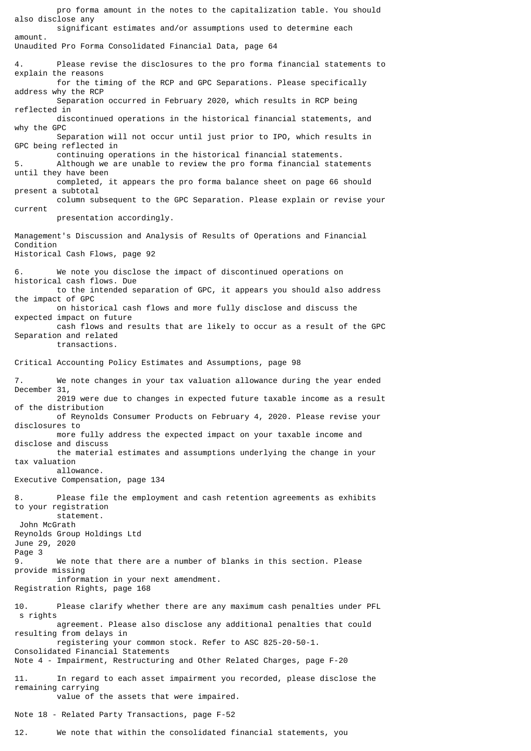pro forma amount in the notes to the capitalization table. You should also disclose any significant estimates and/or assumptions used to determine each amount.

Unaudited Pro Forma Consolidated Financial Data, page 64

4. Please revise the disclosures to the pro forma financial statements to explain the reasons for the timing of the RCP and GPC Separations. Please specifically address why the RCP Separation occurred in February 2020, which results in RCP being reflected in discontinued operations in the historical financial statements, and why the GPC Separation will not occur until just prior to IPO, which results in GPC being reflected in continuing operations in the historical financial statements.

5. Although we are unable to review the pro forma financial statements until they have been completed, it appears the pro forma balance sheet on page 66 should present a subtotal column subsequent to the GPC Separation. Please explain or revise your current presentation accordingly.

Management's Discussion and Analysis of Results of Operations and Financial Condition
Historical Cash Flows, page 92

6. We note you disclose the impact of discontinued operations on historical cash flows. Due to the intended separation of GPC, it appears you should also address the impact of GPC on historical cash flows and more fully disclose and discuss the expected impact on future cash flows and results that are likely to occur as a result of the GPC Separation and related transactions.

Critical Accounting Policy Estimates and Assumptions, page 98

7. We note changes in your tax valuation allowance during the year ended December 31, 2019 were due to changes in expected future taxable income as a result of the distribution of Reynolds Consumer Products on February 4, 2020. Please revise your disclosures to more fully address the expected impact on your taxable income and disclose and discuss the material estimates and assumptions underlying the change in your tax valuation allowance.

Executive Compensation, page 134

8. Please file the employment and cash retention agreements as exhibits to your registration statement.

9. We note that there are a number of blanks in this section. Please provide missing information in your next amendment.

Registration Rights, page 168

10. Please clarify whether there are any maximum cash penalties under PFL s rights agreement. Please also disclose any additional penalties that could resulting from delays in registering your common stock. Refer to ASC 825-20-50-1.

Consolidated Financial Statements
Note 4 - Impairment, Restructuring and Other Related Charges, page F-20

11. In regard to each asset impairment you recorded, please disclose the remaining carrying value of the assets that were impaired.

Note 18 - Related Party Transactions, page F-52

12. We note that within the consolidated financial statements, you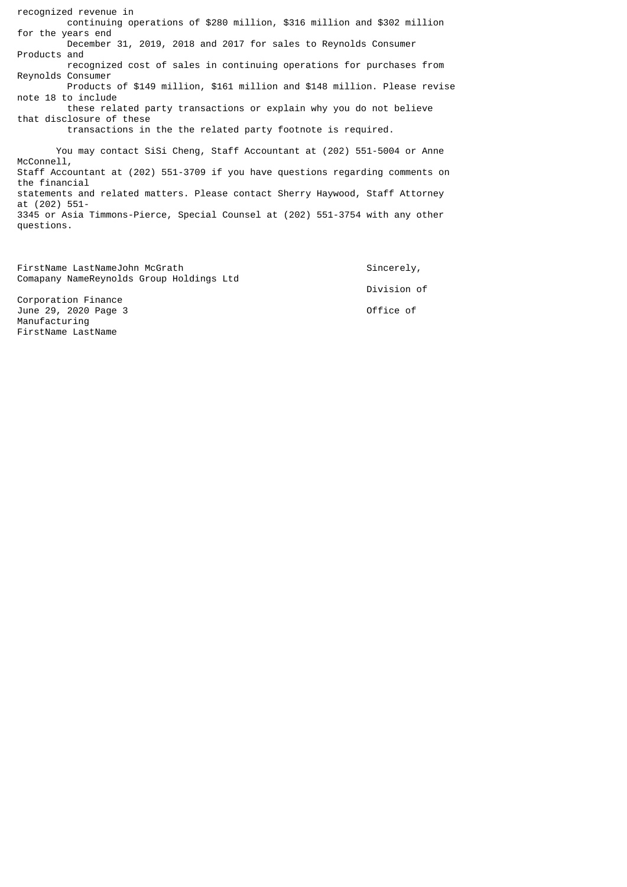recognized revenue in continuing operations of $280 million, $316 million and $302 million for the years end December 31, 2019, 2018 and 2017 for sales to Reynolds Consumer Products and recognized cost of sales in continuing operations for purchases from Reynolds Consumer Products of $149 million, $161 million and $148 million. Please revise note 18 to include these related party transactions or explain why you do not believe that disclosure of these transactions in the the related party footnote is required.

You may contact SiSi Cheng, Staff Accountant at (202) 551-5004 or Anne McConnell, Staff Accountant at (202) 551-3709 if you have questions regarding comments on the financial statements and related matters. Please contact Sherry Haywood, Staff Attorney at (202) 551-3345 or Asia Timmons-Pierce, Special Counsel at (202) 551-3754 with any other questions.

Sincerely,

Division of Corporation Finance

Office of Manufacturing